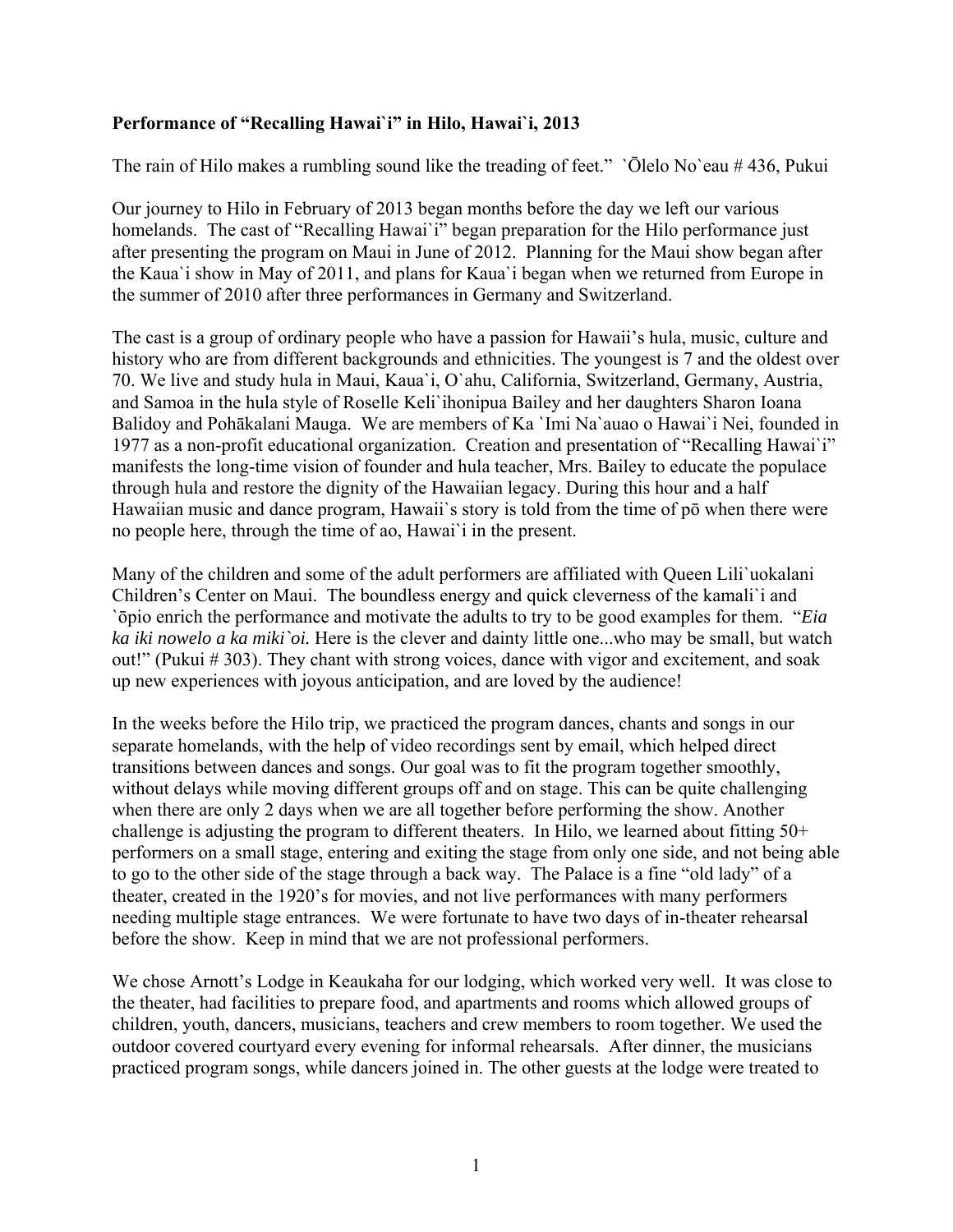**Performance of "Recalling Hawai`i" in Hilo, Hawai`i, 2013**

The rain of Hilo makes a rumbling sound like the treading of feet." `Ōlelo No`eau # 436, Pukui

Our journey to Hilo in February of 2013 began months before the day we left our various homelands. The cast of "Recalling Hawai`i" began preparation for the Hilo performance just after presenting the program on Maui in June of 2012. Planning for the Maui show began after the Kaua`i show in May of 2011, and plans for Kaua`i began when we returned from Europe in the summer of 2010 after three performances in Germany and Switzerland.

The cast is a group of ordinary people who have a passion for Hawaii's hula, music, culture and history who are from different backgrounds and ethnicities. The youngest is 7 and the oldest over 70. We live and study hula in Maui, Kaua`i, O`ahu, California, Switzerland, Germany, Austria, and Samoa in the hula style of Roselle Keli`ihonipua Bailey and her daughters Sharon Ioana Balidoy and Pohākalani Mauga. We are members of Ka `Imi Na`auao o Hawai`i Nei, founded in 1977 as a non-profit educational organization. Creation and presentation of "Recalling Hawai`i" manifests the long-time vision of founder and hula teacher, Mrs. Bailey to educate the populace through hula and restore the dignity of the Hawaiian legacy. During this hour and a half Hawaiian music and dance program, Hawaii`s story is told from the time of pō when there were no people here, through the time of ao, Hawai`i in the present.

Many of the children and some of the adult performers are affiliated with Queen Lili`uokalani Children's Center on Maui. The boundless energy and quick cleverness of the kamali`i and `ōpio enrich the performance and motivate the adults to try to be good examples for them. "*Eia ka iki nowelo a ka miki`oi.* Here is the clever and dainty little one...who may be small, but watch out!" (Pukui # 303). They chant with strong voices, dance with vigor and excitement, and soak up new experiences with joyous anticipation, and are loved by the audience!

In the weeks before the Hilo trip, we practiced the program dances, chants and songs in our separate homelands, with the help of video recordings sent by email, which helped direct transitions between dances and songs. Our goal was to fit the program together smoothly, without delays while moving different groups off and on stage. This can be quite challenging when there are only 2 days when we are all together before performing the show. Another challenge is adjusting the program to different theaters. In Hilo, we learned about fitting 50+ performers on a small stage, entering and exiting the stage from only one side, and not being able to go to the other side of the stage through a back way. The Palace is a fine "old lady" of a theater, created in the 1920's for movies, and not live performances with many performers needing multiple stage entrances. We were fortunate to have two days of in-theater rehearsal before the show. Keep in mind that we are not professional performers.

We chose Arnott's Lodge in Keaukaha for our lodging, which worked very well. It was close to the theater, had facilities to prepare food, and apartments and rooms which allowed groups of children, youth, dancers, musicians, teachers and crew members to room together. We used the outdoor covered courtyard every evening for informal rehearsals. After dinner, the musicians practiced program songs, while dancers joined in. The other guests at the lodge were treated to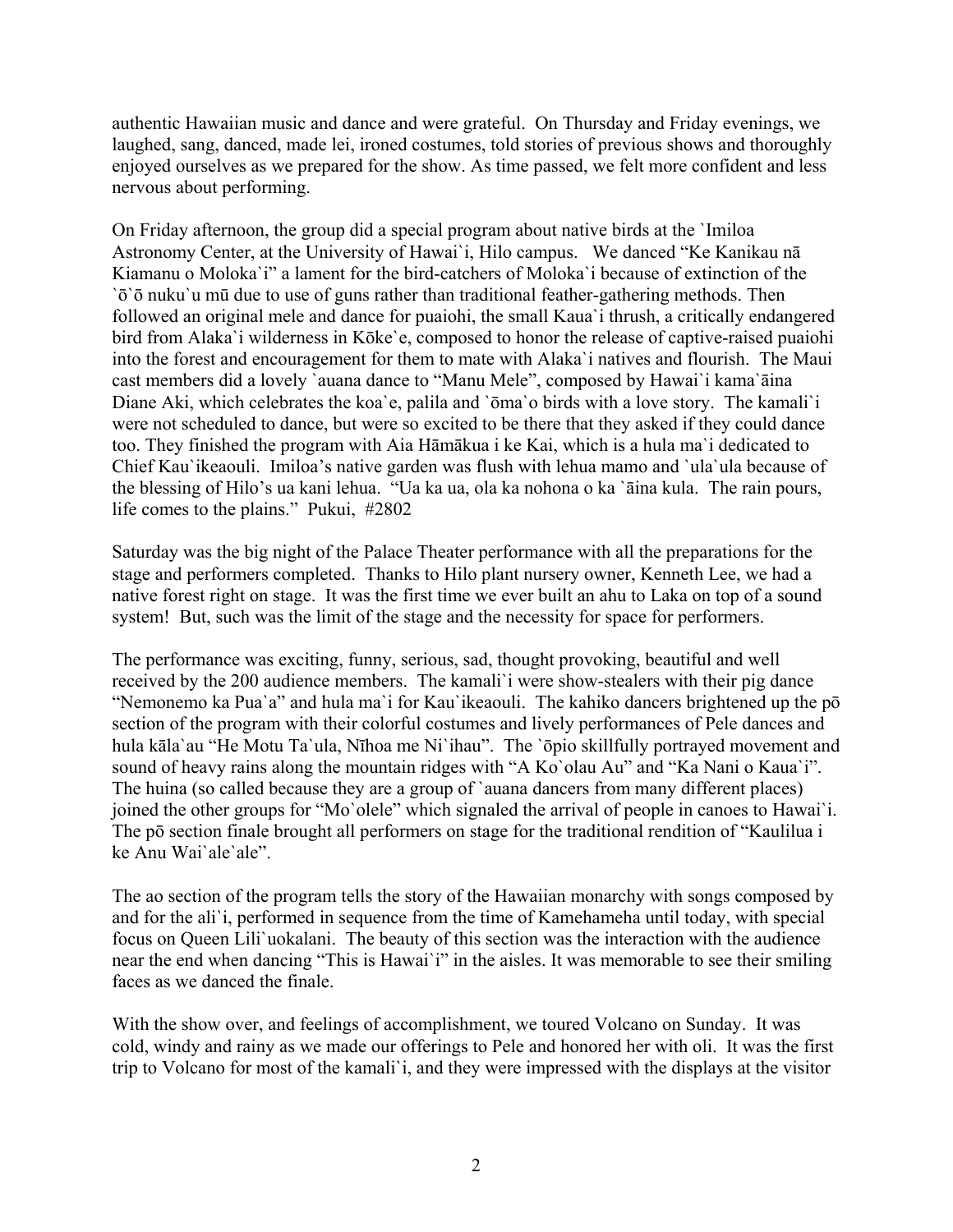authentic Hawaiian music and dance and were grateful. On Thursday and Friday evenings, we laughed, sang, danced, made lei, ironed costumes, told stories of previous shows and thoroughly enjoyed ourselves as we prepared for the show. As time passed, we felt more confident and less nervous about performing.

On Friday afternoon, the group did a special program about native birds at the `Imiloa Astronomy Center, at the University of Hawai`i, Hilo campus. We danced "Ke Kanikau nā Kiamanu o Moloka`i" a lament for the bird-catchers of Moloka`i because of extinction of the `ō`ō nuku`u mū due to use of guns rather than traditional feather-gathering methods. Then followed an original mele and dance for puaiohi, the small Kaua`i thrush, a critically endangered bird from Alaka`i wilderness in Kōke`e, composed to honor the release of captive-raised puaiohi into the forest and encouragement for them to mate with Alaka`i natives and flourish. The Maui cast members did a lovely `auana dance to "Manu Mele", composed by Hawai`i kama`āina Diane Aki, which celebrates the koa`e, palila and `ōma`o birds with a love story. The kamali`i were not scheduled to dance, but were so excited to be there that they asked if they could dance too. They finished the program with Aia Hāmākua i ke Kai, which is a hula ma`i dedicated to Chief Kau`ikeaouli. Imiloa's native garden was flush with lehua mamo and `ula`ula because of the blessing of Hilo's ua kani lehua. "Ua ka ua, ola ka nohona o ka `āina kula. The rain pours, life comes to the plains." Pukui, #2802

Saturday was the big night of the Palace Theater performance with all the preparations for the stage and performers completed. Thanks to Hilo plant nursery owner, Kenneth Lee, we had a native forest right on stage. It was the first time we ever built an ahu to Laka on top of a sound system! But, such was the limit of the stage and the necessity for space for performers.

The performance was exciting, funny, serious, sad, thought provoking, beautiful and well received by the 200 audience members. The kamali`i were show-stealers with their pig dance "Nemonemo ka Pua`a" and hula ma`i for Kau`ikeaouli. The kahiko dancers brightened up the pō section of the program with their colorful costumes and lively performances of Pele dances and hula kāla`au "He Motu Ta`ula, Nīhoa me Ni`ihau". The `ōpio skillfully portrayed movement and sound of heavy rains along the mountain ridges with "A Ko`olau Au" and "Ka Nani o Kaua`i". The huina (so called because they are a group of `auana dancers from many different places) joined the other groups for "Mo`olele" which signaled the arrival of people in canoes to Hawai`i. The pō section finale brought all performers on stage for the traditional rendition of "Kaulilua i ke Anu Wai`ale`ale".

The ao section of the program tells the story of the Hawaiian monarchy with songs composed by and for the ali`i, performed in sequence from the time of Kamehameha until today, with special focus on Queen Lili`uokalani. The beauty of this section was the interaction with the audience near the end when dancing "This is Hawai`i" in the aisles. It was memorable to see their smiling faces as we danced the finale.

With the show over, and feelings of accomplishment, we toured Volcano on Sunday. It was cold, windy and rainy as we made our offerings to Pele and honored her with oli. It was the first trip to Volcano for most of the kamali`i, and they were impressed with the displays at the visitor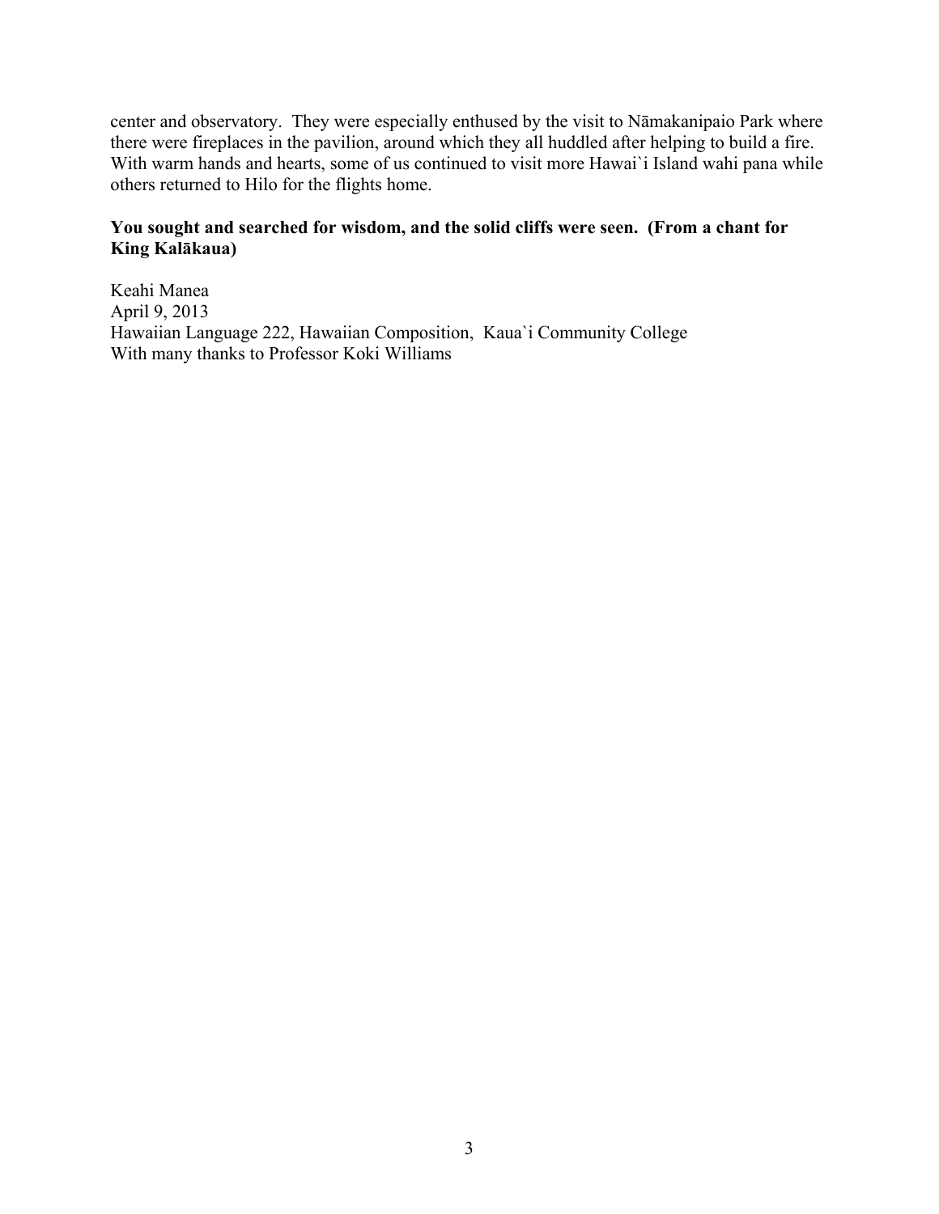center and observatory. They were especially enthused by the visit to Nāmakanipaio Park where there were fireplaces in the pavilion, around which they all huddled after helping to build a fire. With warm hands and hearts, some of us continued to visit more Hawai`i Island wahi pana while others returned to Hilo for the flights home.

**You sought and searched for wisdom, and the solid cliffs were seen. (From a chant for King Kalākaua)**

Keahi Manea
April 9, 2013
Hawaiian Language 222, Hawaiian Composition, Kaua`i Community College
With many thanks to Professor Koki Williams